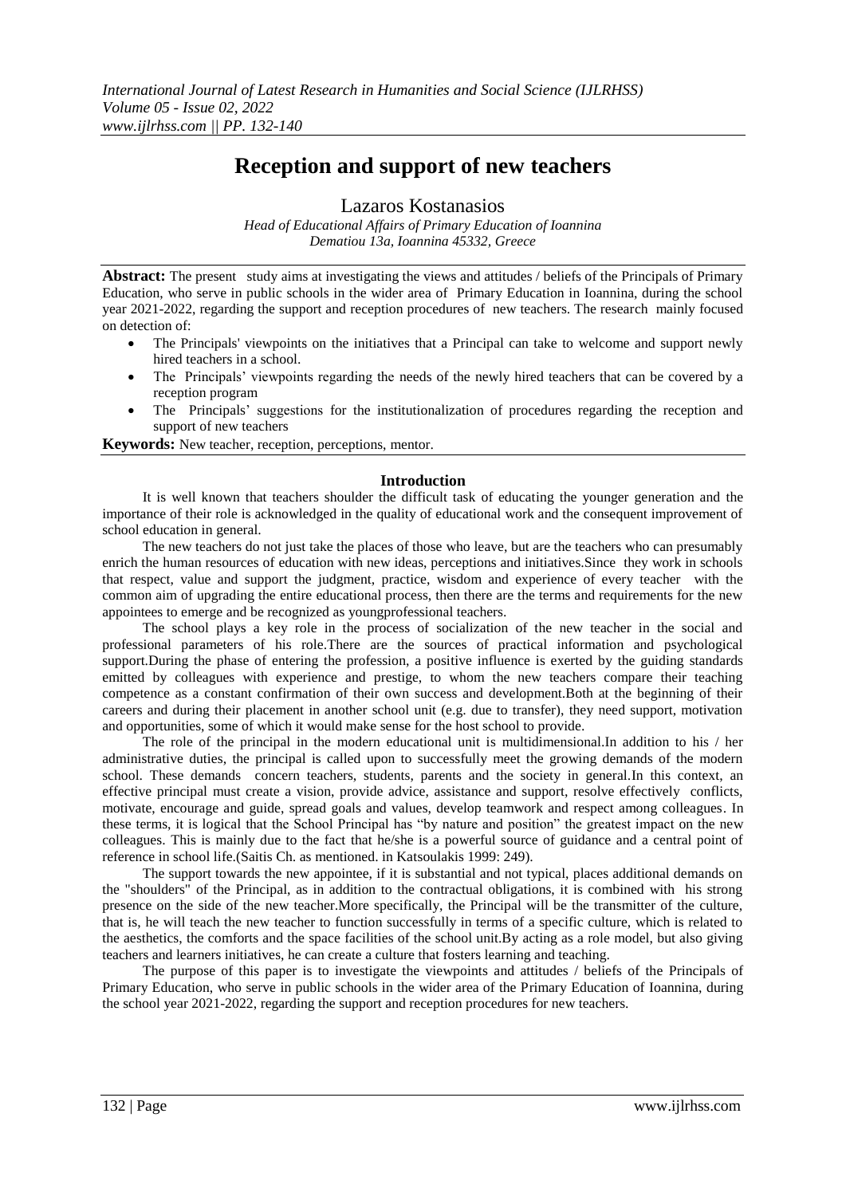# Reception and support of new teachers

Lazaros Kostanasios

*Head of Educational Affairs of Primary Education of Ioannina*
*Dematiou 13a, Ioannina 45332, Greece*

**Abstract:** The present study aims at investigating the views and attitudes / beliefs of the Principals of Primary Education, who serve in public schools in the wider area of Primary Education in Ioannina, during the school year 2021-2022, regarding the support and reception procedures of new teachers. The research mainly focused on detection of:

- The Principals' viewpoints on the initiatives that a Principal can take to welcome and support newly hired teachers in a school.
- The Principals' viewpoints regarding the needs of the newly hired teachers that can be covered by a reception program
- The Principals' suggestions for the institutionalization of procedures regarding the reception and support of new teachers

**Keywords:** New teacher, reception, perceptions, mentor.

## Introduction

It is well known that teachers shoulder the difficult task of educating the younger generation and the importance of their role is acknowledged in the quality of educational work and the consequent improvement of school education in general.

The new teachers do not just take the places of those who leave, but are the teachers who can presumably enrich the human resources of education with new ideas, perceptions and initiatives.Since they work in schools that respect, value and support the judgment, practice, wisdom and experience of every teacher with the common aim of upgrading the entire educational process, then there are the terms and requirements for the new appointees to emerge and be recognized as youngprofessional teachers.

The school plays a key role in the process of socialization of the new teacher in the social and professional parameters of his role.There are the sources of practical information and psychological support.During the phase of entering the profession, a positive influence is exerted by the guiding standards emitted by colleagues with experience and prestige, to whom the new teachers compare their teaching competence as a constant confirmation of their own success and development.Both at the beginning of their careers and during their placement in another school unit (e.g. due to transfer), they need support, motivation and opportunities, some of which it would make sense for the host school to provide.

The role of the principal in the modern educational unit is multidimensional.In addition to his / her administrative duties, the principal is called upon to successfully meet the growing demands of the modern school. These demands concern teachers, students, parents and the society in general.In this context, an effective principal must create a vision, provide advice, assistance and support, resolve effectively conflicts, motivate, encourage and guide, spread goals and values, develop teamwork and respect among colleagues. In these terms, it is logical that the School Principal has "by nature and position" the greatest impact on the new colleagues. This is mainly due to the fact that he/she is a powerful source of guidance and a central point of reference in school life.(Saitis Ch. as mentioned. in Katsoulakis 1999: 249).

The support towards the new appointee, if it is substantial and not typical, places additional demands on the "shoulders" of the Principal, as in addition to the contractual obligations, it is combined with his strong presence on the side of the new teacher.More specifically, the Principal will be the transmitter of the culture, that is, he will teach the new teacher to function successfully in terms of a specific culture, which is related to the aesthetics, the comforts and the space facilities of the school unit.By acting as a role model, but also giving teachers and learners initiatives, he can create a culture that fosters learning and teaching.

The purpose of this paper is to investigate the viewpoints and attitudes / beliefs of the Principals of Primary Education, who serve in public schools in the wider area of the Primary Education of Ioannina, during the school year 2021-2022, regarding the support and reception procedures for new teachers.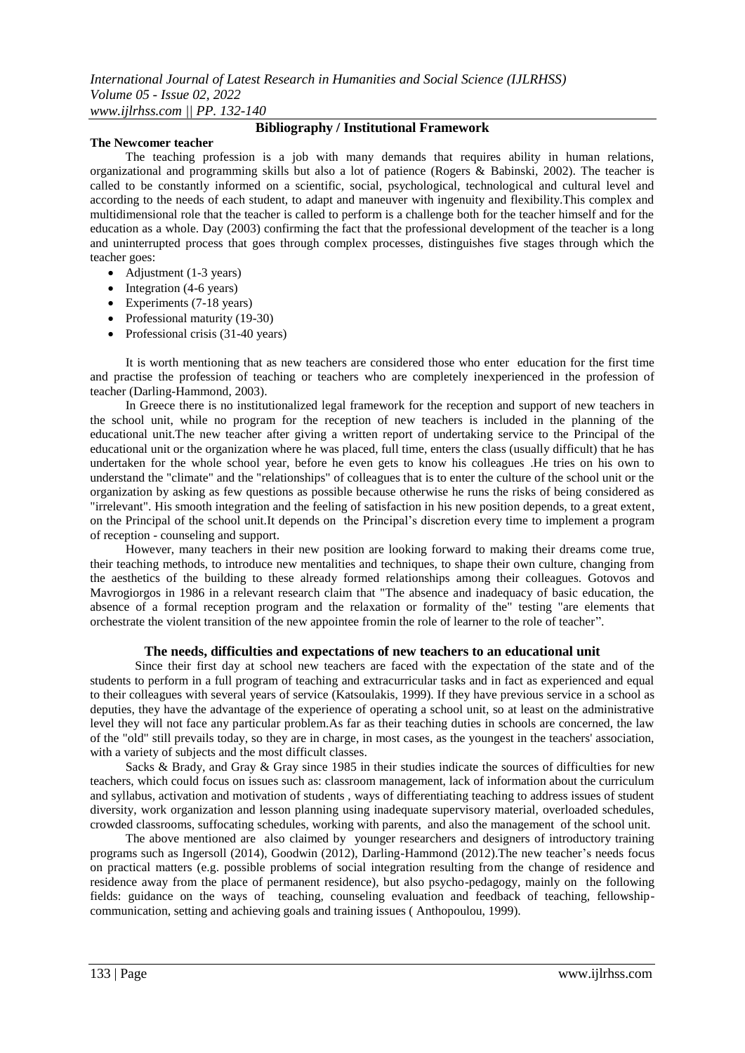## Bibliography / Institutional Framework

### The Newcomer teacher

The teaching profession is a job with many demands that requires ability in human relations, organizational and programming skills but also a lot of patience (Rogers & Babinski, 2002). The teacher is called to be constantly informed on a scientific, social, psychological, technological and cultural level and according to the needs of each student, to adapt and maneuver with ingenuity and flexibility.This complex and multidimensional role that the teacher is called to perform is a challenge both for the teacher himself and for the education as a whole. Day (2003) confirming the fact that the professional development of the teacher is a long and uninterrupted process that goes through complex processes, distinguishes five stages through which the teacher goes:

- Adjustment (1-3 years)
- Integration (4-6 years)
- Experiments (7-18 years)
- Professional maturity (19-30)
- Professional crisis (31-40 years)

It is worth mentioning that as new teachers are considered those who enter education for the first time and practise the profession of teaching or teachers who are completely inexperienced in the profession of teacher (Darling-Hammond, 2003).

In Greece there is no institutionalized legal framework for the reception and support of new teachers in the school unit, while no program for the reception of new teachers is included in the planning of the educational unit.The new teacher after giving a written report of undertaking service to the Principal of the educational unit or the organization where he was placed, full time, enters the class (usually difficult) that he has undertaken for the whole school year, before he even gets to know his colleagues .He tries on his own to understand the "climate" and the "relationships" of colleagues that is to enter the culture of the school unit or the organization by asking as few questions as possible because otherwise he runs the risks of being considered as "irrelevant". His smooth integration and the feeling of satisfaction in his new position depends, to a great extent, on the Principal of the school unit.It depends on the Principal's discretion every time to implement a program of reception - counseling and support.

However, many teachers in their new position are looking forward to making their dreams come true, their teaching methods, to introduce new mentalities and techniques, to shape their own culture, changing from the aesthetics of the building to these already formed relationships among their colleagues. Gotovos and Mavrogiorgos in 1986 in a relevant research claim that "The absence and inadequacy of basic education, the absence of a formal reception program and the relaxation or formality of the" testing "are elements that orchestrate the violent transition of the new appointee fromin the role of learner to the role of teacher".

## The needs, difficulties and expectations of new teachers to an educational unit

Since their first day at school new teachers are faced with the expectation of the state and of the students to perform in a full program of teaching and extracurricular tasks and in fact as experienced and equal to their colleagues with several years of service (Katsoulakis, 1999). If they have previous service in a school as deputies, they have the advantage of the experience of operating a school unit, so at least on the administrative level they will not face any particular problem.As far as their teaching duties in schools are concerned, the law of the "old" still prevails today, so they are in charge, in most cases, as the youngest in the teachers' association, with a variety of subjects and the most difficult classes.

Sacks & Brady, and Gray & Gray since 1985 in their studies indicate the sources of difficulties for new teachers, which could focus on issues such as: classroom management, lack of information about the curriculum and syllabus, activation and motivation of students , ways of differentiating teaching to address issues of student diversity, work organization and lesson planning using inadequate supervisory material, overloaded schedules, crowded classrooms, suffocating schedules, working with parents, and also the management of the school unit.

The above mentioned are also claimed by younger researchers and designers of introductory training programs such as Ingersoll (2014), Goodwin (2012), Darling-Hammond (2012).The new teacher's needs focus on practical matters (e.g. possible problems of social integration resulting from the change of residence and residence away from the place of permanent residence), but also psycho-pedagogy, mainly on the following fields: guidance on the ways of teaching, counseling evaluation and feedback of teaching, fellowship-communication, setting and achieving goals and training issues ( Anthopoulou, 1999).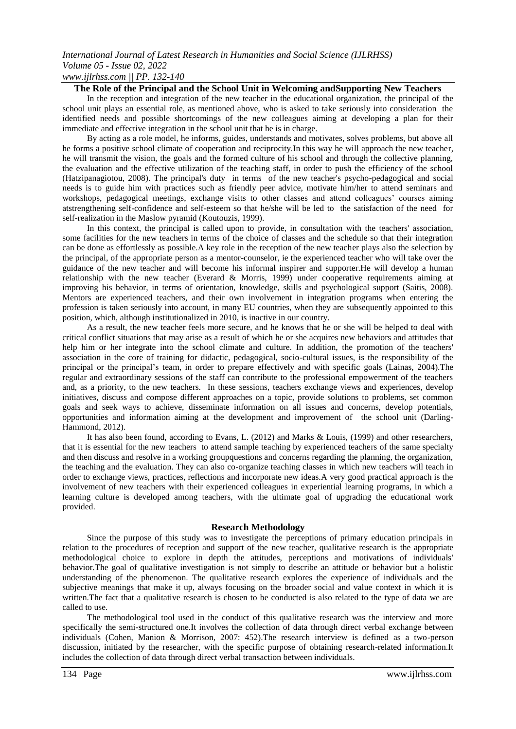## The Role of the Principal and the School Unit in Welcoming andSupporting New Teachers

In the reception and integration of the new teacher in the educational organization, the principal of the school unit plays an essential role, as mentioned above, who is asked to take seriously into consideration the identified needs and possible shortcomings of the new colleagues aiming at developing a plan for their immediate and effective integration in the school unit that he is in charge.

By acting as a role model, he informs, guides, understands and motivates, solves problems, but above all he forms a positive school climate of cooperation and reciprocity.In this way he will approach the new teacher, he will transmit the vision, the goals and the formed culture of his school and through the collective planning, the evaluation and the effective utilization of the teaching staff, in order to push the efficiency of the school (Hatzipanagiotou, 2008). The principal's duty in terms of the new teacher's psycho-pedagogical and social needs is to guide him with practices such as friendly peer advice, motivate him/her to attend seminars and workshops, pedagogical meetings, exchange visits to other classes and attend colleagues' courses aiming atstrengthening self-confidence and self-esteem so that he/she will be led to the satisfaction of the need for self-realization in the Maslow pyramid (Koutouzis, 1999).

In this context, the principal is called upon to provide, in consultation with the teachers' association, some facilities for the new teachers in terms of the choice of classes and the schedule so that their integration can be done as effortlessly as possible.A key role in the reception of the new teacher plays also the selection by the principal, of the appropriate person as a mentor-counselor, ie the experienced teacher who will take over the guidance of the new teacher and will become his informal inspirer and supporter.He will develop a human relationship with the new teacher (Everard & Morris, 1999) under cooperative requirements aiming at improving his behavior, in terms of orientation, knowledge, skills and psychological support (Saitis, 2008). Mentors are experienced teachers, and their own involvement in integration programs when entering the profession is taken seriously into account, in many EU countries, when they are subsequently appointed to this position, which, although institutionalized in 2010, is inactive in our country.

As a result, the new teacher feels more secure, and he knows that he or she will be helped to deal with critical conflict situations that may arise as a result of which he or she acquires new behaviors and attitudes that help him or her integrate into the school climate and culture. In addition, the promotion of the teachers' association in the core of training for didactic, pedagogical, socio-cultural issues, is the responsibility of the principal or the principal's team, in order to prepare effectively and with specific goals (Lainas, 2004).The regular and extraordinary sessions of the staff can contribute to the professional empowerment of the teachers and, as a priority, to the new teachers. In these sessions, teachers exchange views and experiences, develop initiatives, discuss and compose different approaches on a topic, provide solutions to problems, set common goals and seek ways to achieve, disseminate information on all issues and concerns, develop potentials, opportunities and information aiming at the development and improvement of the school unit (Darling-Hammond, 2012).

It has also been found, according to Evans, L. (2012) and Marks & Louis, (1999) and other researchers, that it is essential for the new teachers to attend sample teaching by experienced teachers of the same specialty and then discuss and resolve in a working groupquestions and concerns regarding the planning, the organization, the teaching and the evaluation. They can also co-organize teaching classes in which new teachers will teach in order to exchange views, practices, reflections and incorporate new ideas.A very good practical approach is the involvement of new teachers with their experienced colleagues in experiential learning programs, in which a learning culture is developed among teachers, with the ultimate goal of upgrading the educational work provided.

## Research Methodology

Since the purpose of this study was to investigate the perceptions of primary education principals in relation to the procedures of reception and support of the new teacher, qualitative research is the appropriate methodological choice to explore in depth the attitudes, perceptions and motivations of individuals' behavior.The goal of qualitative investigation is not simply to describe an attitude or behavior but a holistic understanding of the phenomenon. The qualitative research explores the experience of individuals and the subjective meanings that make it up, always focusing on the broader social and value context in which it is written.The fact that a qualitative research is chosen to be conducted is also related to the type of data we are called to use.

The methodological tool used in the conduct of this qualitative research was the interview and more specifically the semi-structured one.It involves the collection of data through direct verbal exchange between individuals (Cohen, Manion & Morrison, 2007: 452).The research interview is defined as a two-person discussion, initiated by the researcher, with the specific purpose of obtaining research-related information.It includes the collection of data through direct verbal transaction between individuals.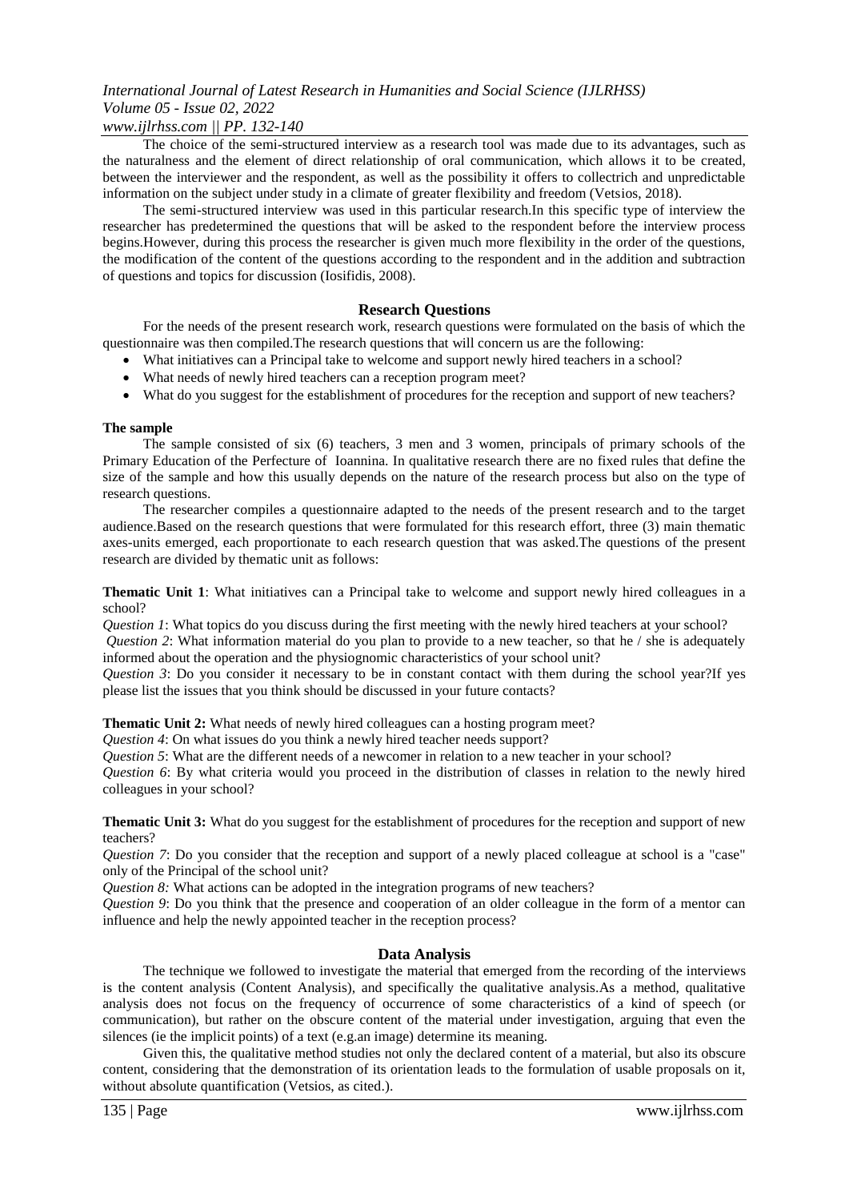The choice of the semi-structured interview as a research tool was made due to its advantages, such as the naturalness and the element of direct relationship of oral communication, which allows it to be created, between the interviewer and the respondent, as well as the possibility it offers to collectrich and unpredictable information on the subject under study in a climate of greater flexibility and freedom (Vetsios, 2018).

The semi-structured interview was used in this particular research.In this specific type of interview the researcher has predetermined the questions that will be asked to the respondent before the interview process begins.However, during this process the researcher is given much more flexibility in the order of the questions, the modification of the content of the questions according to the respondent and in the addition and subtraction of questions and topics for discussion (Iosifidis, 2008).

## Research Questions

For the needs of the present research work, research questions were formulated on the basis of which the questionnaire was then compiled.The research questions that will concern us are the following:

- What initiatives can a Principal take to welcome and support newly hired teachers in a school?
- What needs of newly hired teachers can a reception program meet?
- What do you suggest for the establishment of procedures for the reception and support of new teachers?

### The sample

The sample consisted of six (6) teachers, 3 men and 3 women, principals of primary schools of the Primary Education of the Perfecture of Ioannina. In qualitative research there are no fixed rules that define the size of the sample and how this usually depends on the nature of the research process but also on the type of research questions.

The researcher compiles a questionnaire adapted to the needs of the present research and to the target audience.Based on the research questions that were formulated for this research effort, three (3) main thematic axes-units emerged, each proportionate to each research question that was asked.The questions of the present research are divided by thematic unit as follows:

**Thematic Unit 1**: What initiatives can a Principal take to welcome and support newly hired colleagues in a school?

*Question 1*: What topics do you discuss during the first meeting with the newly hired teachers at your school?

*Question 2*: What information material do you plan to provide to a new teacher, so that he / she is adequately informed about the operation and the physiognomic characteristics of your school unit?

*Question 3*: Do you consider it necessary to be in constant contact with them during the school year?If yes please list the issues that you think should be discussed in your future contacts?

**Thematic Unit 2:** What needs of newly hired colleagues can a hosting program meet?

*Question 4*: On what issues do you think a newly hired teacher needs support?

*Question 5*: What are the different needs of a newcomer in relation to a new teacher in your school?

*Question 6*: By what criteria would you proceed in the distribution of classes in relation to the newly hired colleagues in your school?

**Thematic Unit 3:** What do you suggest for the establishment of procedures for the reception and support of new teachers?

*Question 7*: Do you consider that the reception and support of a newly placed colleague at school is a "case" only of the Principal of the school unit?

*Question 8:* What actions can be adopted in the integration programs of new teachers?

*Question 9*: Do you think that the presence and cooperation of an older colleague in the form of a mentor can influence and help the newly appointed teacher in the reception process?

## Data Analysis

The technique we followed to investigate the material that emerged from the recording of the interviews is the content analysis (Content Analysis), and specifically the qualitative analysis.As a method, qualitative analysis does not focus on the frequency of occurrence of some characteristics of a kind of speech (or communication), but rather on the obscure content of the material under investigation, arguing that even the silences (ie the implicit points) of a text (e.g.an image) determine its meaning.

Given this, the qualitative method studies not only the declared content of a material, but also its obscure content, considering that the demonstration of its orientation leads to the formulation of usable proposals on it, without absolute quantification (Vetsios, as cited.).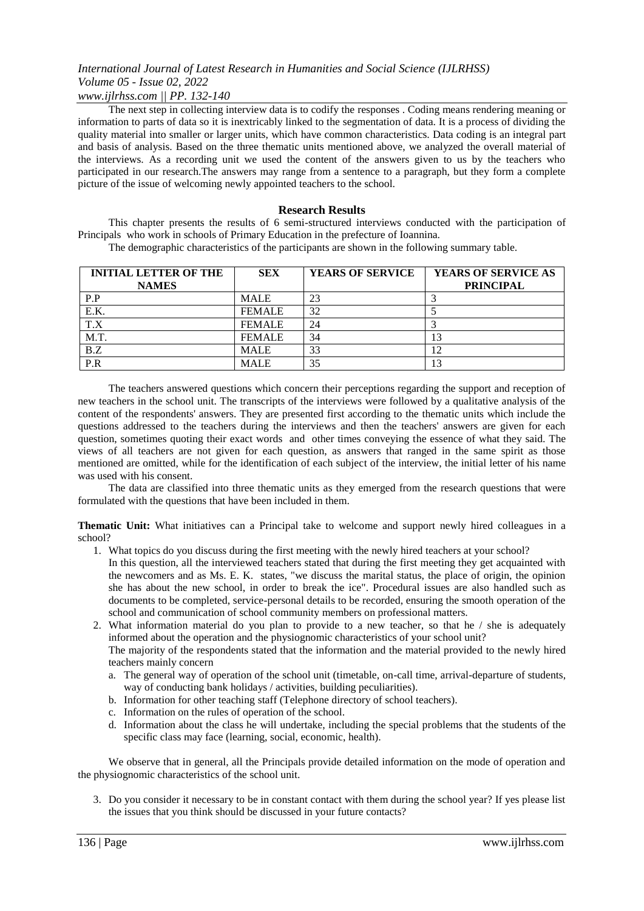The next step in collecting interview data is to codify the responses . Coding means rendering meaning or information to parts of data so it is inextricably linked to the segmentation of data. It is a process of dividing the quality material into smaller or larger units, which have common characteristics. Data coding is an integral part and basis of analysis. Based on the three thematic units mentioned above, we analyzed the overall material of the interviews. As a recording unit we used the content of the answers given to us by the teachers who participated in our research.The answers may range from a sentence to a paragraph, but they form a complete picture of the issue of welcoming newly appointed teachers to the school.

## Research Results

This chapter presents the results of 6 semi-structured interviews conducted with the participation of Principals who work in schools of Primary Education in the prefecture of Ioannina.

The demographic characteristics of the participants are shown in the following summary table.

| INITIAL LETTER OF THE NAMES | SEX | YEARS OF SERVICE | YEARS OF SERVICE AS PRINCIPAL |
|---|---|---|---|
| P.P | MALE | 23 | 3 |
| E.K. | FEMALE | 32 | 5 |
| T.X | FEMALE | 24 | 3 |
| M.T. | FEMALE | 34 | 13 |
| B.Z | MALE | 33 | 12 |
| P.R | MALE | 35 | 13 |

The teachers answered questions which concern their perceptions regarding the support and reception of new teachers in the school unit. The transcripts of the interviews were followed by a qualitative analysis of the content of the respondents' answers. They are presented first according to the thematic units which include the questions addressed to the teachers during the interviews and then the teachers' answers are given for each question, sometimes quoting their exact words and other times conveying the essence of what they said. The views of all teachers are not given for each question, as answers that ranged in the same spirit as those mentioned are omitted, while for the identification of each subject of the interview, the initial letter of his name was used with his consent.

The data are classified into three thematic units as they emerged from the research questions that were formulated with the questions that have been included in them.

**Thematic Unit:** What initiatives can a Principal take to welcome and support newly hired colleagues in a school?

1. What topics do you discuss during the first meeting with the newly hired teachers at your school?
   In this question, all the interviewed teachers stated that during the first meeting they get acquainted with the newcomers and as Ms. E. K. states, "we discuss the marital status, the place of origin, the opinion she has about the new school, in order to break the ice". Procedural issues are also handled such as documents to be completed, service-personal details to be recorded, ensuring the smooth operation of the school and communication of school community members on professional matters.
2. What information material do you plan to provide to a new teacher, so that he / she is adequately informed about the operation and the physiognomic characteristics of your school unit?
   The majority of the respondents stated that the information and the material provided to the newly hired teachers mainly concern
   a. The general way of operation of the school unit (timetable, on-call time, arrival-departure of students, way of conducting bank holidays / activities, building peculiarities).
   b. Information for other teaching staff (Telephone directory of school teachers).
   c. Information on the rules of operation of the school.
   d. Information about the class he will undertake, including the special problems that the students of the specific class may face (learning, social, economic, health).

We observe that in general, all the Principals provide detailed information on the mode of operation and the physiognomic characteristics of the school unit.

3. Do you consider it necessary to be in constant contact with them during the school year? If yes please list the issues that you think should be discussed in your future contacts?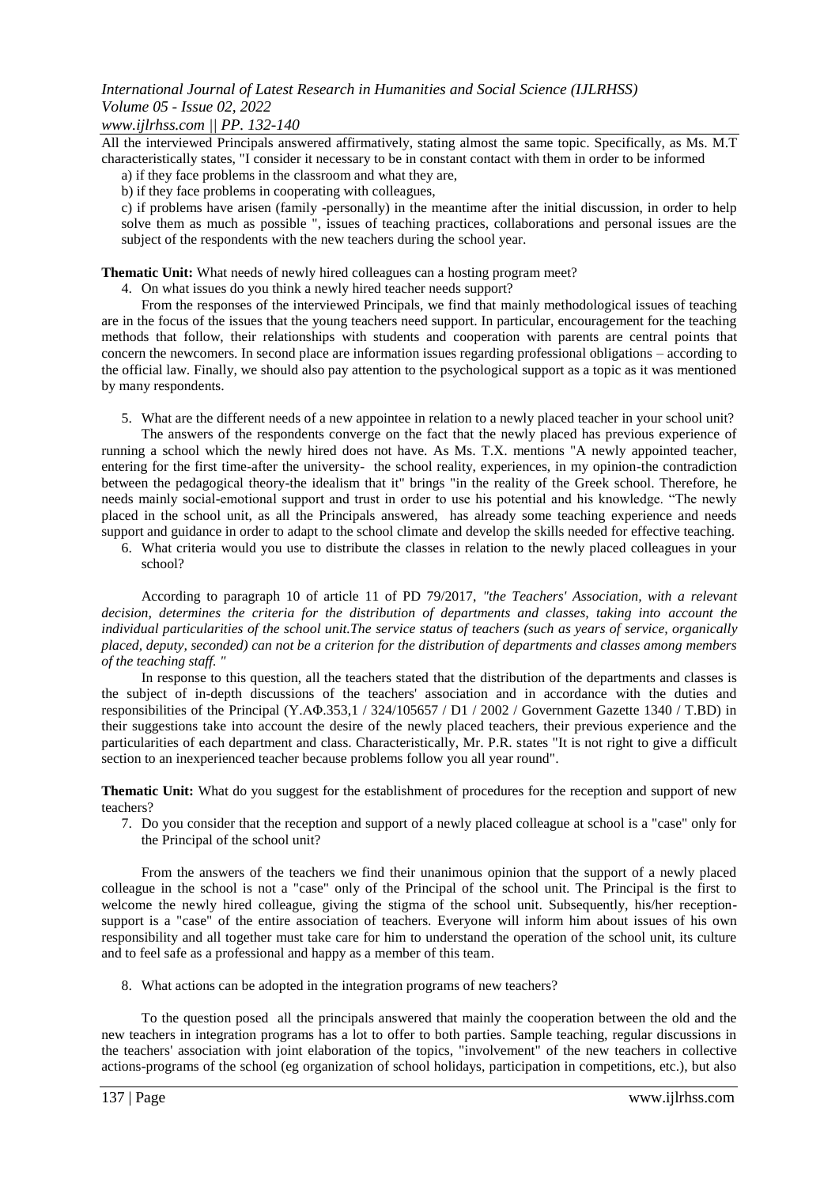All the interviewed Principals answered affirmatively, stating almost the same topic. Specifically, as Ms. M.T characteristically states, "I consider it necessary to be in constant contact with them in order to be informed

a) if they face problems in the classroom and what they are,

b) if they face problems in cooperating with colleagues,

c) if problems have arisen (family -personally) in the meantime after the initial discussion, in order to help solve them as much as possible ", issues of teaching practices, collaborations and personal issues are the subject of the respondents with the new teachers during the school year.

**Thematic Unit:** What needs of newly hired colleagues can a hosting program meet?

4. On what issues do you think a newly hired teacher needs support?

From the responses of the interviewed Principals, we find that mainly methodological issues of teaching are in the focus of the issues that the young teachers need support. In particular, encouragement for the teaching methods that follow, their relationships with students and cooperation with parents are central points that concern the newcomers. In second place are information issues regarding professional obligations – according to the official law. Finally, we should also pay attention to the psychological support as a topic as it was mentioned by many respondents.

5. What are the different needs of a new appointee in relation to a newly placed teacher in your school unit?

The answers of the respondents converge on the fact that the newly placed has previous experience of running a school which the newly hired does not have. As Ms. T.X. mentions "A newly appointed teacher, entering for the first time-after the university- the school reality, experiences, in my opinion-the contradiction between the pedagogical theory-the idealism that it" brings "in the reality of the Greek school. Therefore, he needs mainly social-emotional support and trust in order to use his potential and his knowledge. "The newly placed in the school unit, as all the Principals answered, has already some teaching experience and needs support and guidance in order to adapt to the school climate and develop the skills needed for effective teaching.

6. What criteria would you use to distribute the classes in relation to the newly placed colleagues in your school?

According to paragraph 10 of article 11 of PD 79/2017, *"the Teachers' Association, with a relevant decision, determines the criteria for the distribution of departments and classes, taking into account the individual particularities of the school unit.The service status of teachers (such as years of service, organically placed, deputy, seconded) can not be a criterion for the distribution of departments and classes among members of the teaching staff. "*

In response to this question, all the teachers stated that the distribution of the departments and classes is the subject of in-depth discussions of the teachers' association and in accordance with the duties and responsibilities of the Principal (Υ.ΑΦ.353,1 / 324/105657 / D1 / 2002 / Government Gazette 1340 / T.BD) in their suggestions take into account the desire of the newly placed teachers, their previous experience and the particularities of each department and class. Characteristically, Mr. P.R. states "It is not right to give a difficult section to an inexperienced teacher because problems follow you all year round".

**Thematic Unit:** What do you suggest for the establishment of procedures for the reception and support of new teachers?

7. Do you consider that the reception and support of a newly placed colleague at school is a "case" only for the Principal of the school unit?

From the answers of the teachers we find their unanimous opinion that the support of a newly placed colleague in the school is not a "case" only of the Principal of the school unit. The Principal is the first to welcome the newly hired colleague, giving the stigma of the school unit. Subsequently, his/her reception-support is a "case" of the entire association of teachers. Everyone will inform him about issues of his own responsibility and all together must take care for him to understand the operation of the school unit, its culture and to feel safe as a professional and happy as a member of this team.

8. What actions can be adopted in the integration programs of new teachers?

To the question posed all the principals answered that mainly the cooperation between the old and the new teachers in integration programs has a lot to offer to both parties. Sample teaching, regular discussions in the teachers' association with joint elaboration of the topics, "involvement" of the new teachers in collective actions-programs of the school (eg organization of school holidays, participation in competitions, etc.), but also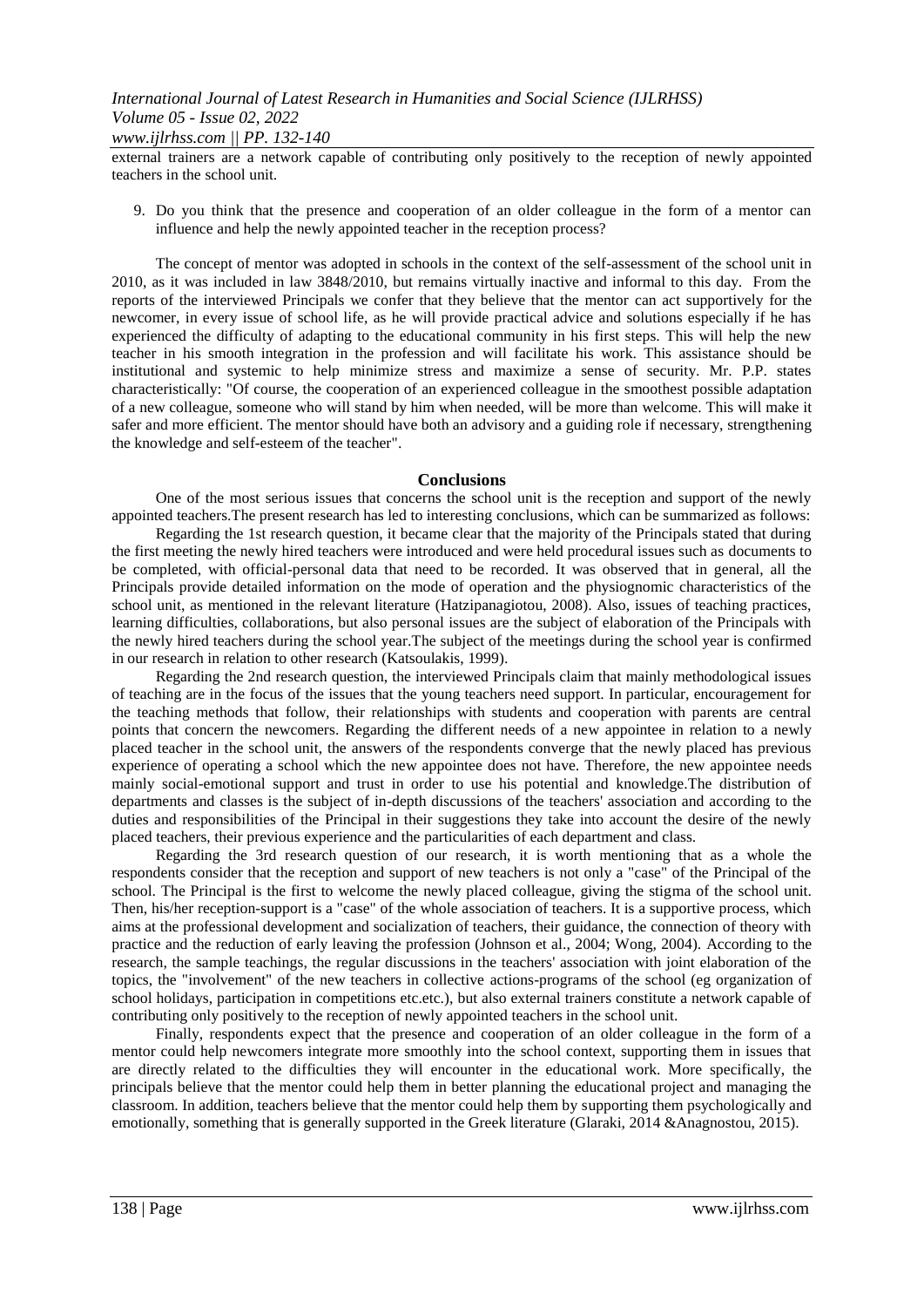external trainers are a network capable of contributing only positively to the reception of newly appointed teachers in the school unit.

9. Do you think that the presence and cooperation of an older colleague in the form of a mentor can influence and help the newly appointed teacher in the reception process?

The concept of mentor was adopted in schools in the context of the self-assessment of the school unit in 2010, as it was included in law 3848/2010, but remains virtually inactive and informal to this day. From the reports of the interviewed Principals we confer that they believe that the mentor can act supportively for the newcomer, in every issue of school life, as he will provide practical advice and solutions especially if he has experienced the difficulty of adapting to the educational community in his first steps. This will help the new teacher in his smooth integration in the profession and will facilitate his work. This assistance should be institutional and systemic to help minimize stress and maximize a sense of security. Mr. P.P. states characteristically: "Of course, the cooperation of an experienced colleague in the smoothest possible adaptation of a new colleague, someone who will stand by him when needed, will be more than welcome. This will make it safer and more efficient. The mentor should have both an advisory and a guiding role if necessary, strengthening the knowledge and self-esteem of the teacher".

## Conclusions

One of the most serious issues that concerns the school unit is the reception and support of the newly appointed teachers.The present research has led to interesting conclusions, which can be summarized as follows:

Regarding the 1st research question, it became clear that the majority of the Principals stated that during the first meeting the newly hired teachers were introduced and were held procedural issues such as documents to be completed, with official-personal data that need to be recorded. It was observed that in general, all the Principals provide detailed information on the mode of operation and the physiognomic characteristics of the school unit, as mentioned in the relevant literature (Hatzipanagiotou, 2008). Also, issues of teaching practices, learning difficulties, collaborations, but also personal issues are the subject of elaboration of the Principals with the newly hired teachers during the school year.The subject of the meetings during the school year is confirmed in our research in relation to other research (Katsoulakis, 1999).

Regarding the 2nd research question, the interviewed Principals claim that mainly methodological issues of teaching are in the focus of the issues that the young teachers need support. In particular, encouragement for the teaching methods that follow, their relationships with students and cooperation with parents are central points that concern the newcomers. Regarding the different needs of a new appointee in relation to a newly placed teacher in the school unit, the answers of the respondents converge that the newly placed has previous experience of operating a school which the new appointee does not have. Therefore, the new appointee needs mainly social-emotional support and trust in order to use his potential and knowledge.The distribution of departments and classes is the subject of in-depth discussions of the teachers' association and according to the duties and responsibilities of the Principal in their suggestions they take into account the desire of the newly placed teachers, their previous experience and the particularities of each department and class.

Regarding the 3rd research question of our research, it is worth mentioning that as a whole the respondents consider that the reception and support of new teachers is not only a "case" of the Principal of the school. The Principal is the first to welcome the newly placed colleague, giving the stigma of the school unit. Then, his/her reception-support is a "case" of the whole association of teachers. It is a supportive process, which aims at the professional development and socialization of teachers, their guidance, the connection of theory with practice and the reduction of early leaving the profession (Johnson et al., 2004; Wong, 2004). According to the research, the sample teachings, the regular discussions in the teachers' association with joint elaboration of the topics, the "involvement" of the new teachers in collective actions-programs of the school (eg organization of school holidays, participation in competitions etc.etc.), but also external trainers constitute a network capable of contributing only positively to the reception of newly appointed teachers in the school unit.

Finally, respondents expect that the presence and cooperation of an older colleague in the form of a mentor could help newcomers integrate more smoothly into the school context, supporting them in issues that are directly related to the difficulties they will encounter in the educational work. More specifically, the principals believe that the mentor could help them in better planning the educational project and managing the classroom. In addition, teachers believe that the mentor could help them by supporting them psychologically and emotionally, something that is generally supported in the Greek literature (Glaraki, 2014 &Anagnostou, 2015).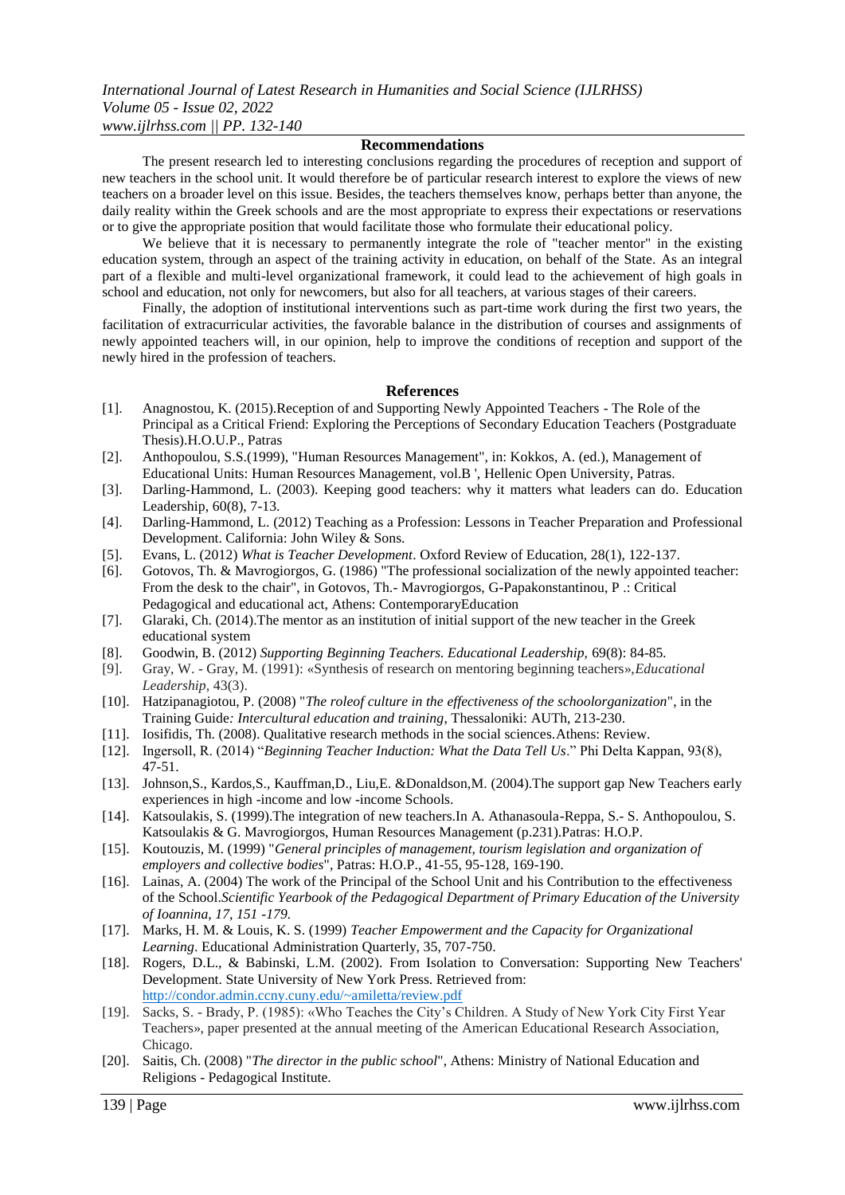## Recommendations

The present research led to interesting conclusions regarding the procedures of reception and support of new teachers in the school unit. It would therefore be of particular research interest to explore the views of new teachers on a broader level on this issue. Besides, the teachers themselves know, perhaps better than anyone, the daily reality within the Greek schools and are the most appropriate to express their expectations or reservations or to give the appropriate position that would facilitate those who formulate their educational policy.

We believe that it is necessary to permanently integrate the role of "teacher mentor" in the existing education system, through an aspect of the training activity in education, on behalf of the State. As an integral part of a flexible and multi-level organizational framework, it could lead to the achievement of high goals in school and education, not only for newcomers, but also for all teachers, at various stages of their careers.

Finally, the adoption of institutional interventions such as part-time work during the first two years, the facilitation of extracurricular activities, the favorable balance in the distribution of courses and assignments of newly appointed teachers will, in our opinion, help to improve the conditions of reception and support of the newly hired in the profession of teachers.

## References

[1]. Anagnostou, K. (2015).Reception of and Supporting Newly Appointed Teachers - The Role of the Principal as a Critical Friend: Exploring the Perceptions of Secondary Education Teachers (Postgraduate Thesis).H.O.U.P., Patras

[2]. Anthopoulou, S.S.(1999), "Human Resources Management", in: Kokkos, A. (ed.), Management of Educational Units: Human Resources Management, vol.B ', Hellenic Open University, Patras.

[3]. Darling-Hammond, L. (2003). Keeping good teachers: why it matters what leaders can do. Education Leadership, 60(8), 7-13.

[4]. Darling-Hammond, L. (2012) Teaching as a Profession: Lessons in Teacher Preparation and Professional Development. California: John Wiley & Sons.

[5]. Evans, L. (2012) *What is Teacher Development*. Oxford Review of Education, 28(1), 122-137.

[6]. Gotovos, Th. & Mavrogiorgos, G. (1986) "The professional socialization of the newly appointed teacher: From the desk to the chair", in Gotovos, Th.- Mavrogiorgos, G-Papakonstantinou, P .: Critical Pedagogical and educational act, Athens: ContemporaryEducation

[7]. Glaraki, Ch. (2014).The mentor as an institution of initial support of the new teacher in the Greek educational system

[8]. Goodwin, B. (2012) *Supporting Beginning Teachers. Educational Leadership,* 69(8): 84-85.

[9]. Gray, W. - Gray, M. (1991): «Synthesis of research on mentoring beginning teachers»,*Educational Leadership*, 43(3).

[10]. Hatzipanagiotou, P. (2008) "*The roleof culture in the effectiveness of the schoolorganization*", in the Training Guide*: Intercultural education and training*, Thessaloniki: AUTh, 213-230.

[11]. Iosifidis, Th. (2008). Qualitative research methods in the social sciences.Athens: Review.

[12]. Ingersoll, R. (2014) "*Beginning Teacher Induction: What the Data Tell Us*." Phi Delta Kappan, 93(8), 47-51.

[13]. Johnson,S., Kardos,S., Kauffman,D., Liu,E. &Donaldson,M. (2004).The support gap New Teachers early experiences in high -income and low -income Schools.

[14]. Katsoulakis, S. (1999).The integration of new teachers.In A. Athanasoula-Reppa, S.- S. Anthopoulou, S. Katsoulakis & G. Mavrogiorgos, Human Resources Management (p.231).Patras: H.O.P.

[15]. Koutouzis, M. (1999) "*General principles of management, tourism legislation and organization of employers and collective bodies*", Patras: H.O.P., 41-55, 95-128, 169-190.

[16]. Lainas, A. (2004) The work of the Principal of the School Unit and his Contribution to the effectiveness of the School.*Scientific Yearbook of the Pedagogical Department of Primary Education of the University of Ioannina, 17, 151 -179.*

[17]. Marks, H. M. & Louis, K. S. (1999) *Teacher Empowerment and the Capacity for Organizational Learning*. Educational Administration Quarterly, 35, 707-750.

[18]. Rogers, D.L., & Babinski, L.M. (2002). From Isolation to Conversation: Supporting New Teachers' Development. State University of New York Press. Retrieved from: http://condor.admin.ccny.cuny.edu/~amiletta/review.pdf

[19]. Sacks, S. - Brady, P. (1985): «Who Teaches the City's Children. A Study of New York City First Year Teachers», paper presented at the annual meeting of the American Educational Research Association, Chicago.

[20]. Saitis, Ch. (2008) "*The director in the public school*", Athens: Ministry of National Education and Religions - Pedagogical Institute.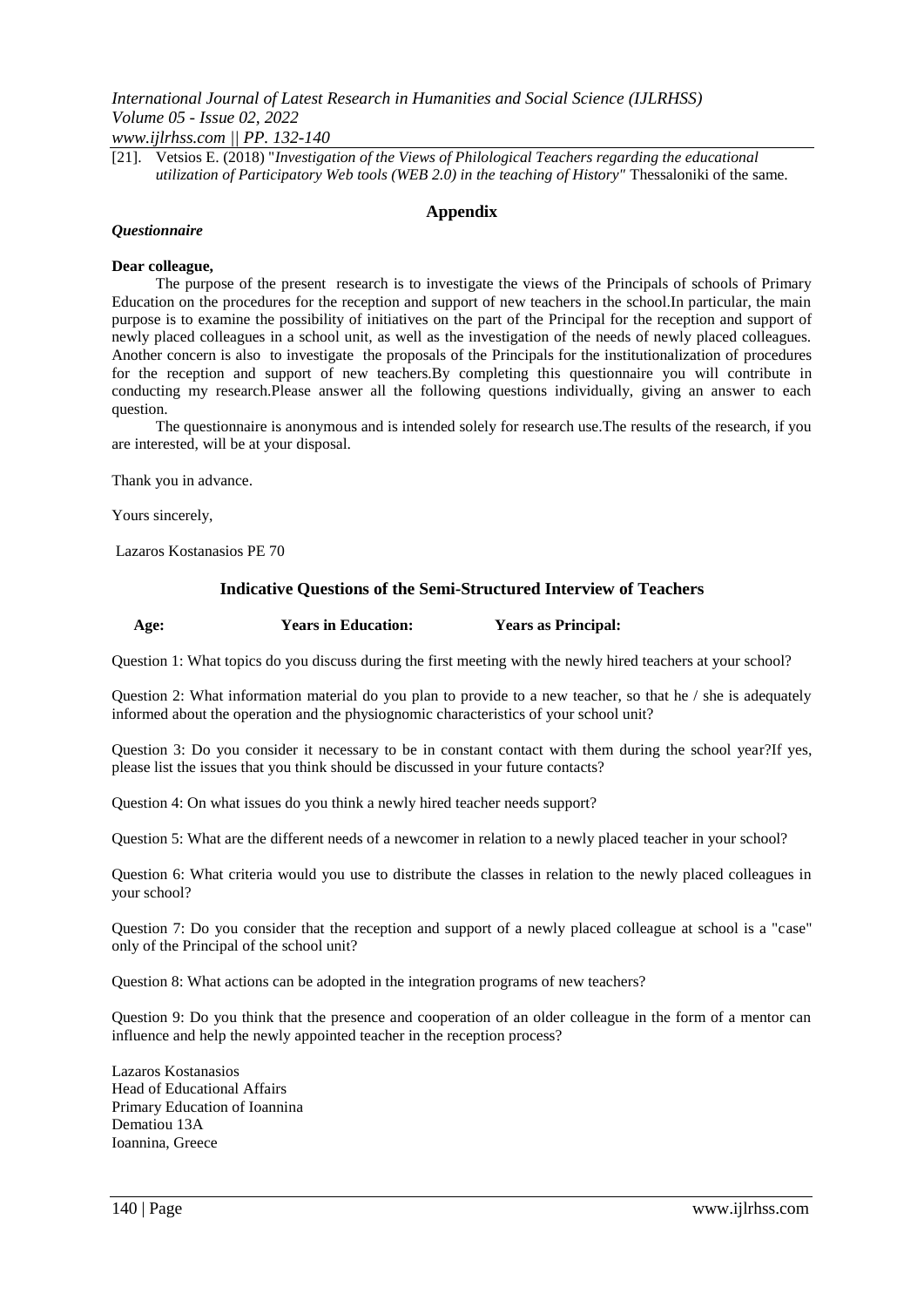[21]. Vetsios E. (2018) "*Investigation of the Views of Philological Teachers regarding the educational utilization of Participatory Web tools (WEB 2.0) in the teaching of History"* Thessaloniki of the same.

## Appendix

***Questionnaire***

**Dear colleague,**

The purpose of the present research is to investigate the views of the Principals of schools of Primary Education on the procedures for the reception and support of new teachers in the school.In particular, the main purpose is to examine the possibility of initiatives on the part of the Principal for the reception and support of newly placed colleagues in a school unit, as well as the investigation of the needs of newly placed colleagues. Another concern is also to investigate the proposals of the Principals for the institutionalization of procedures for the reception and support of new teachers.By completing this questionnaire you will contribute in conducting my research.Please answer all the following questions individually, giving an answer to each question.

The questionnaire is anonymous and is intended solely for research use.The results of the research, if you are interested, will be at your disposal.

Thank you in advance.

Yours sincerely,

Lazaros Kostanasios PE 70

### Indicative Questions of the Semi-Structured Interview of Teachers

**Age:** **Years in Education:** **Years as Principal:**

Question 1: What topics do you discuss during the first meeting with the newly hired teachers at your school?

Question 2: What information material do you plan to provide to a new teacher, so that he / she is adequately informed about the operation and the physiognomic characteristics of your school unit?

Question 3: Do you consider it necessary to be in constant contact with them during the school year?If yes, please list the issues that you think should be discussed in your future contacts?

Question 4: On what issues do you think a newly hired teacher needs support?

Question 5: What are the different needs of a newcomer in relation to a newly placed teacher in your school?

Question 6: What criteria would you use to distribute the classes in relation to the newly placed colleagues in your school?

Question 7: Do you consider that the reception and support of a newly placed colleague at school is a "case" only of the Principal of the school unit?

Question 8: What actions can be adopted in the integration programs of new teachers?

Question 9: Do you think that the presence and cooperation of an older colleague in the form of a mentor can influence and help the newly appointed teacher in the reception process?

Lazaros Kostanasios
Head of Educational Affairs
Primary Education of Ioannina
Dematiou 13A
Ioannina, Greece